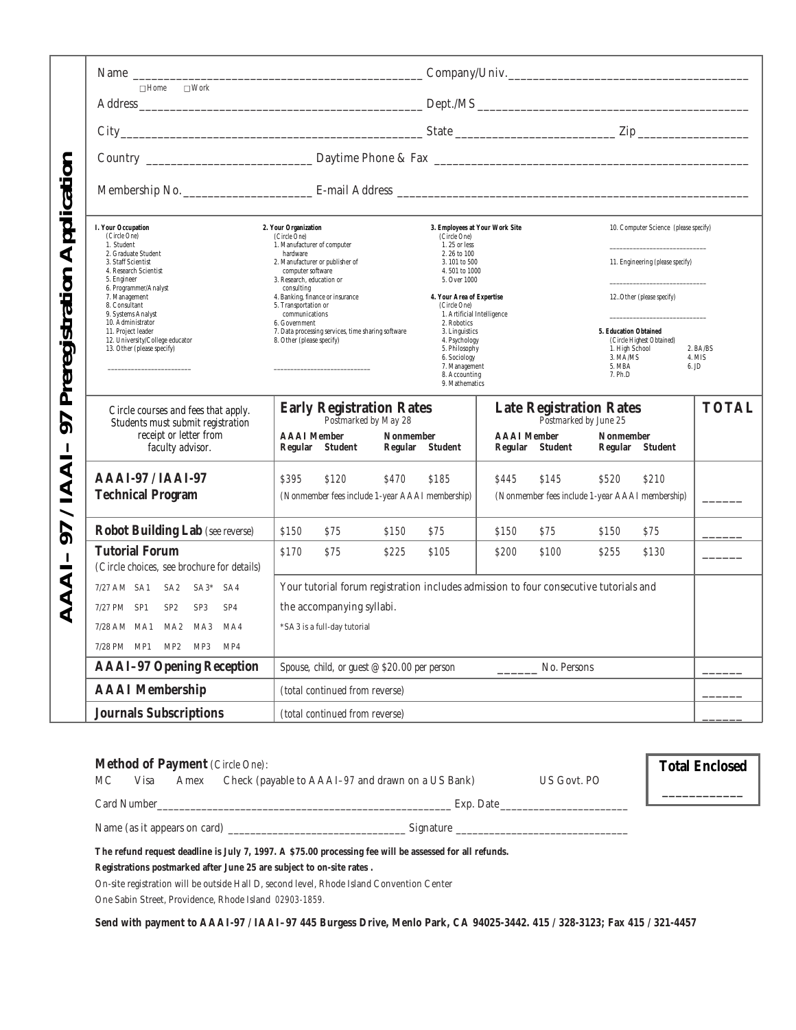# AAAI–97 / IAAI–97 Preregistration Application

Name ______________________________________________ Company/Univ. ______________________________________

☐ Home ☐ Work

Address ______________________________________________ Dept./MS ______________________________________________

City ______________________________________________ State ________________________ Zip ________________

Country ________________________ Daytime Phone & Fax ______________________________________________

Membership No. ____________________ E-mail Address ______________________________________________

**1. Your Occupation**
(Circle One)
1. Student
2. Graduate Student
3. Staff Scientist
4. Research Scientist
5. Engineer
6. Programmer/Analyst
7. Management
8. Consultant
9. Systems Analyst
10. Administrator
11. Project leader
12. University/College educator
13. Other (please specify)
________________________

**2. Your Organization**
(Circle One)
1. Manufacturer of computer hardware
2. Manufacturer or publisher of computer software
3. Research, education or consulting
4. Banking, finance or insurance
5. Transportation or communications
6. Government
7. Data processing services, time sharing software
8. Other (please specify)
____________________________

**3. Employees at Your Work Site**
(Circle One)
1. 25 or less
2. 26 to 100
3. 101 to 500
4. 501 to 1000
5. Over 1000

**4. Your Area of Expertise**
(Circle One)
1. Artificial Intelligence
2. Robotics
3. Linguistics
4. Psychology
5. Philosophy
6. Sociology
7. Management
8. Accounting
9. Mathematics
10. Computer Science (please specify)
____________________________
11. Engineering (please specify)
____________________________
12. Other (please specify)
____________________________

**5. Education Obtained**
(Circle Highest Obtained)
1. High School
2. BA/BS
3. MA/MS
4. MIS
5. MBA
6. JD
7. Ph.D

| Circle courses and fees that apply. Students must submit registration receipt or letter from faculty advisor. | **Early Registration Rates** Postmarked by May 28 | | | | **Late Registration Rates** Postmarked by June 25 | | | | **TOTAL** |
|---|---|---|---|---|---|---|---|---|---|
| | **AAAI Member** | | **Nonmember** | | **AAAI Member** | | **Nonmember** | | |
| | **Regular** | **Student** | **Regular** | **Student** | **Regular** | **Student** | **Regular** | **Student** | |
| **AAAI-97 / IAAI-97 Technical Program** | $395 | $120 | $470 | $185 | $445 | $145 | $520 | $210 | ______ |
| | (Nonmember fees include 1-year AAAI membership) | | | | (Nonmember fees include 1-year AAAI membership) | | | | |
| **Robot Building Lab** (see reverse) | $150 | $75 | $150 | $75 | $150 | $75 | $150 | $75 | ______ |
| **Tutorial Forum** (Circle choices, see brochure for details) | $170 | $75 | $225 | $105 | $200 | $100 | $255 | $130 | ______ |
| 7/27 AM SA1 SA2 SA3* SA4 | Your tutorial forum registration includes admission to four consecutive tutorials and | | | | | | | | |
| 7/27 PM SP1 SP2 SP3 SP4 | the accompanying syllabi. | | | | | | | | |
| 7/28 AM MA1 MA2 MA3 MA4 | *SA3 is a full-day tutorial | | | | | | | | |
| 7/28 PM MP1 MP2 MP3 MP4 | | | | | | | | | |
| **AAAI-97 Opening Reception** | Spouse, child, or guest @ $20.00 per person | | | | ______ No. Persons | | | | ______ |
| **AAAI Membership** | (total continued from reverse) | | | | | | | | ______ |
| **Journals Subscriptions** | (total continued from reverse) | | | | | | | | ______ |

**Method of Payment** (Circle One):

MC Visa Amex Check (payable to AAAI–97 and drawn on a US Bank) US Govt. PO

**Total Enclosed** ____________

Card Number ______________________________________________ Exp. Date ______________________

Name (as it appears on card) ______________________________ Signature ______________________________

**The refund request deadline is July 7, 1997. A $75.00 processing fee will be assessed for all refunds.**

**Registrations postmarked after June 25 are subject to on-site rates .**

On-site registration will be outside Hall D, second level, Rhode Island Convention Center

One Sabin Street, Providence, Rhode Island 02903-1859.

**Send with payment to AAAI–97 / IAAI–97 445 Burgess Drive, Menlo Park, CA 94025-3442. 415 / 328-3123; Fax 415 / 321-4457**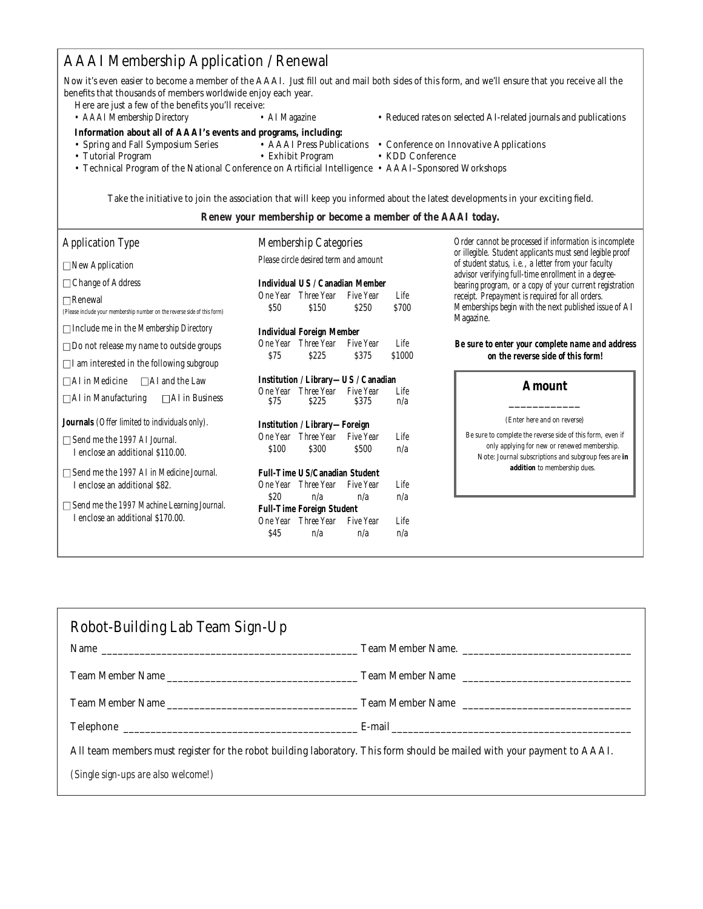# AAAI Membership Application / Renewal

Now it's even easier to become a member of the AAAI. Just fill out and mail both sides of this form, and we'll ensure that you receive all the benefits that thousands of members worldwide enjoy each year.

Here are just a few of the benefits you'll receive:

- *AAAI Membership Directory*
- *AI Magazine*
- Reduced rates on selected AI-related journals and publications

**Information about all of AAAI's events and programs, including:**

- Spring and Fall Symposium Series
- AAAI Press Publications
- Conference on Innovative Applications
- Tutorial Program
- Exhibit Program
- KDD Conference
- Technical Program of the National Conference on Artificial Intelligence
- AAAI–Sponsored Workshops

Take the initiative to join the association that will keep you informed about the latest developments in your exciting field.

**Renew your membership or become a member of the AAAI today.**

## Application Type

- ☐ New Application
- ☐ Change of Address
- ☐ Renewal
  *(Please include your membership number on the reverse side of this form)*
- ☐ Include me in the Membership Directory
- ☐ Do not release my name to outside groups
- ☐ I am interested in the following subgroup
- ☐ AI in Medicine ☐ AI and the Law
- ☐ AI in Manufacturing ☐ AI in Business

**Journals** *(Offer limited to individuals only).*

- ☐ Send me the *1997 AI Journal.* I enclose an additional $110.00.
- ☐ Send me the *1997 AI in Medicine Journal.* I enclose an additional $82.
- ☐ Send me the *1997 Machine Learning Journal.* I enclose an additional $170.00.

## Membership Categories

*Please circle desired term and amount*

**Individual US / Canadian Member**

| One Year | Three Year | Five Year | Life |
|---|---|---|---|
| $50 | $150 | $250 | $700 |

**Individual Foreign Member**

| One Year | Three Year | Five Year | Life |
|---|---|---|---|
| $75 | $225 | $375 | $1000 |

**Institution / Library—US / Canadian**

| One Year | Three Year | Five Year | Life |
|---|---|---|---|
| $75 | $225 | $375 | n/a |

**Institution / Library—Foreign**

| One Year | Three Year | Five Year | Life |
|---|---|---|---|
| $100 | $300 | $500 | n/a |

**Full-Time US/Canadian Student**

| One Year | Three Year | Five Year | Life |
|---|---|---|---|
| $20 | n/a | n/a | n/a |

**Full-Time Foreign Student**

| One Year | Three Year | Five Year | Life |
|---|---|---|---|
| $45 | n/a | n/a | n/a |

*Order cannot be processed if information is incomplete or illegible. Student applicants must send legible proof of student status, i.e., a letter from your faculty advisor verifying full-time enrollment in a degree-bearing program, or a copy of your current registration receipt. Prepayment is required for all orders. Memberships begin with the next published issue of AI Magazine.*

***Be sure to enter your complete name and address on the reverse side of this form!***

### Amount

____________

*(Enter here and on reverse)*

*Be sure to complete the reverse side of this form, even if only applying for new or renewed membership. Note: Journal subscriptions and subgroup fees are* ***in addition*** *to membership dues.*

# Robot-Building Lab Team Sign-Up

Name ______________________________ Team Member Name. ______________________________

Team Member Name ______________________________ Team Member Name ______________________________

Team Member Name ______________________________ Team Member Name ______________________________

Telephone ______________________________ E-mail ______________________________

All team members must register for the robot building laboratory. This form should be mailed with your payment to AAAI.

*(Single sign-ups are also welcome!)*